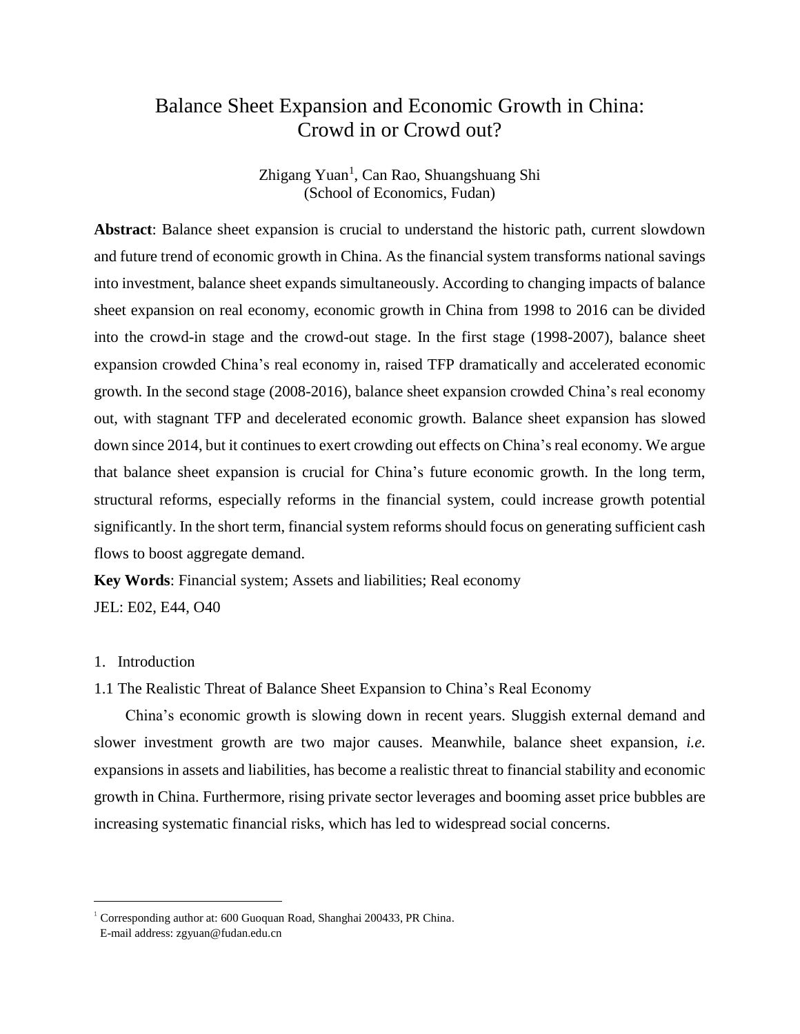# Balance Sheet Expansion and Economic Growth in China: Crowd in or Crowd out?

Zhigang Yuan[1], Can Rao, Shuangshuang Shi
(School of Economics, Fudan)

**Abstract**: Balance sheet expansion is crucial to understand the historic path, current slowdown and future trend of economic growth in China. As the financial system transforms national savings into investment, balance sheet expands simultaneously. According to changing impacts of balance sheet expansion on real economy, economic growth in China from 1998 to 2016 can be divided into the crowd-in stage and the crowd-out stage. In the first stage (1998-2007), balance sheet expansion crowded China's real economy in, raised TFP dramatically and accelerated economic growth. In the second stage (2008-2016), balance sheet expansion crowded China's real economy out, with stagnant TFP and decelerated economic growth. Balance sheet expansion has slowed down since 2014, but it continues to exert crowding out effects on China's real economy. We argue that balance sheet expansion is crucial for China's future economic growth. In the long term, structural reforms, especially reforms in the financial system, could increase growth potential significantly. In the short term, financial system reforms should focus on generating sufficient cash flows to boost aggregate demand.

**Key Words**: Financial system; Assets and liabilities; Real economy

JEL: E02, E44, O40

## 1. Introduction

### 1.1 The Realistic Threat of Balance Sheet Expansion to China's Real Economy

China's economic growth is slowing down in recent years. Sluggish external demand and slower investment growth are two major causes. Meanwhile, balance sheet expansion, *i.e.* expansions in assets and liabilities, has become a realistic threat to financial stability and economic growth in China. Furthermore, rising private sector leverages and booming asset price bubbles are increasing systematic financial risks, which has led to widespread social concerns.

---

[1] Corresponding author at: 600 Guoquan Road, Shanghai 200433, PR China.
E-mail address: zgyuan@fudan.edu.cn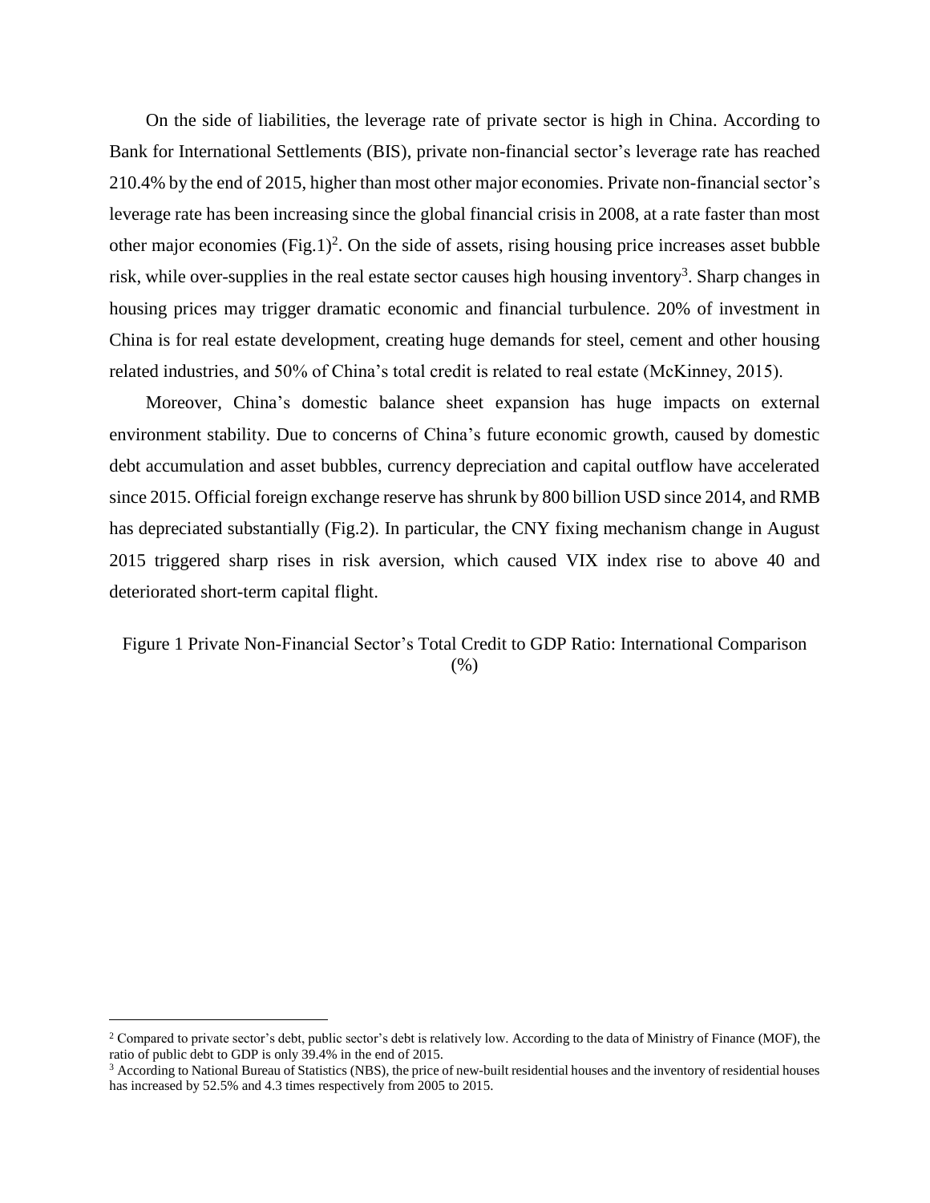On the side of liabilities, the leverage rate of private sector is high in China. According to Bank for International Settlements (BIS), private non-financial sector's leverage rate has reached 210.4% by the end of 2015, higher than most other major economies. Private non-financial sector's leverage rate has been increasing since the global financial crisis in 2008, at a rate faster than most other major economies (Fig.1)[2]. On the side of assets, rising housing price increases asset bubble risk, while over-supplies in the real estate sector causes high housing inventory[3]. Sharp changes in housing prices may trigger dramatic economic and financial turbulence. 20% of investment in China is for real estate development, creating huge demands for steel, cement and other housing related industries, and 50% of China's total credit is related to real estate (McKinney, 2015).

Moreover, China's domestic balance sheet expansion has huge impacts on external environment stability. Due to concerns of China's future economic growth, caused by domestic debt accumulation and asset bubbles, currency depreciation and capital outflow have accelerated since 2015. Official foreign exchange reserve has shrunk by 800 billion USD since 2014, and RMB has depreciated substantially (Fig.2). In particular, the CNY fixing mechanism change in August 2015 triggered sharp rises in risk aversion, which caused VIX index rise to above 40 and deteriorated short-term capital flight.

Figure 1 Private Non-Financial Sector's Total Credit to GDP Ratio: International Comparison (%)

[2] Compared to private sector's debt, public sector's debt is relatively low. According to the data of Ministry of Finance (MOF), the ratio of public debt to GDP is only 39.4% in the end of 2015.

[3] According to National Bureau of Statistics (NBS), the price of new-built residential houses and the inventory of residential houses has increased by 52.5% and 4.3 times respectively from 2005 to 2015.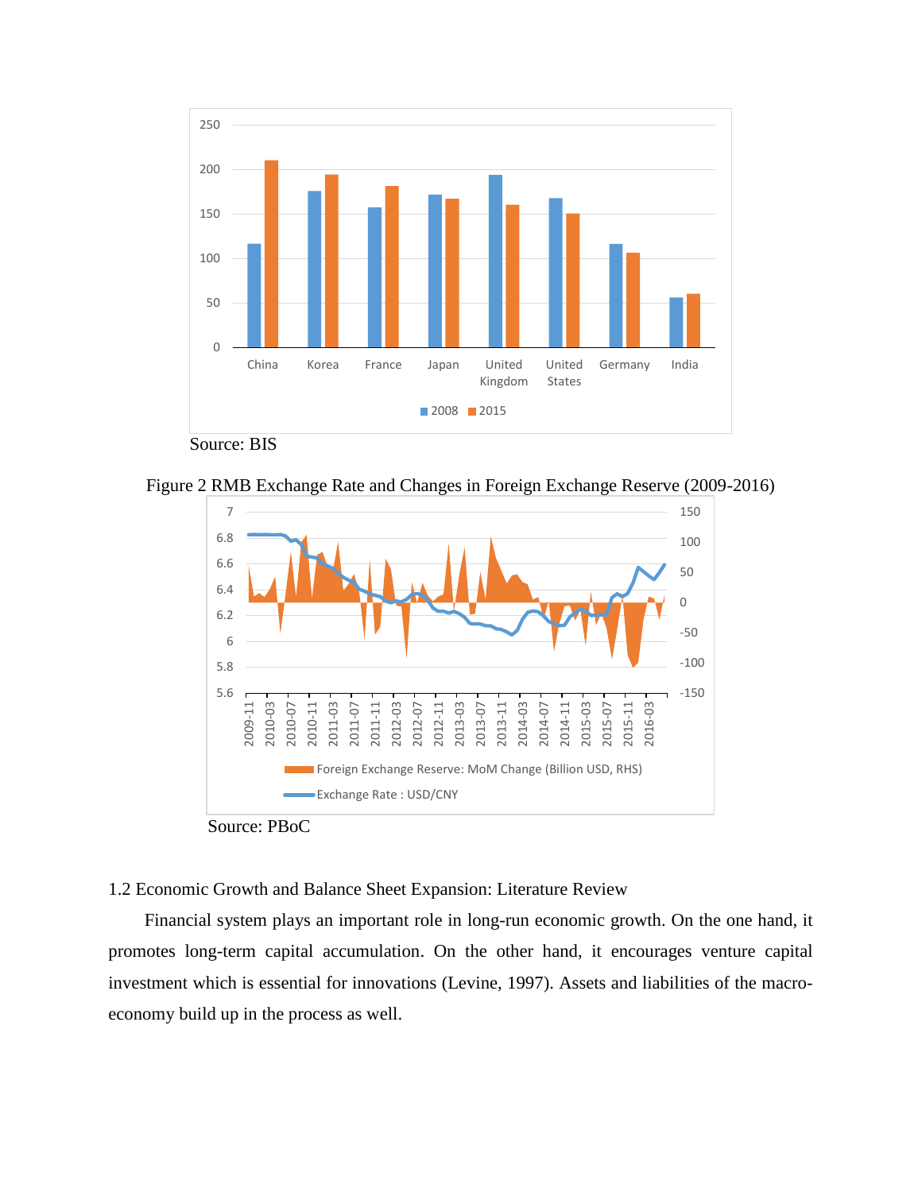Source: BIS

Figure 2 RMB Exchange Rate and Changes in Foreign Exchange Reserve (2009-2016)

Source: PBoC

1.2 Economic Growth and Balance Sheet Expansion: Literature Review

Financial system plays an important role in long-run economic growth. On the one hand, it promotes long-term capital accumulation. On the other hand, it encourages venture capital investment which is essential for innovations (Levine, 1997). Assets and liabilities of the macro-economy build up in the process as well.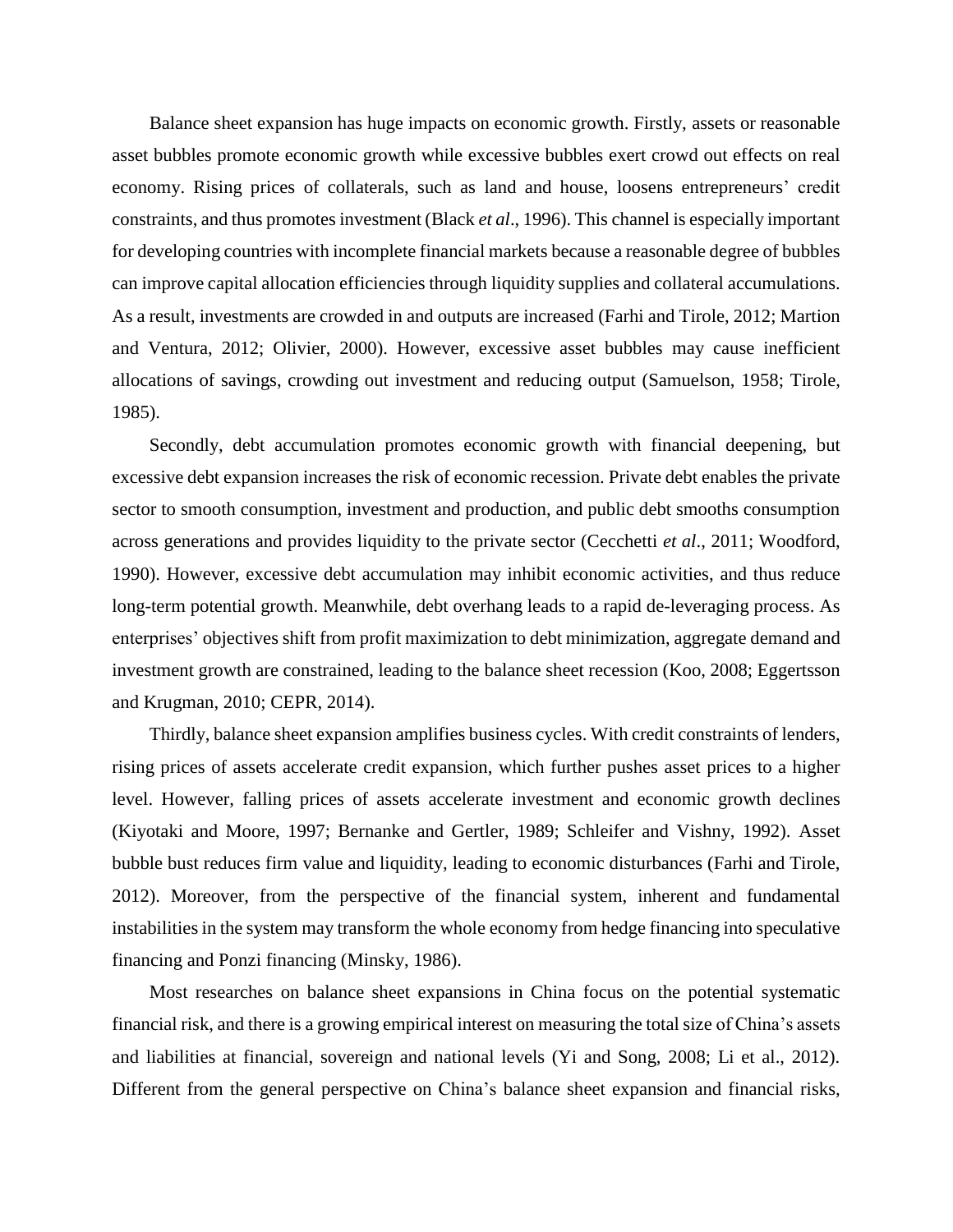Balance sheet expansion has huge impacts on economic growth. Firstly, assets or reasonable asset bubbles promote economic growth while excessive bubbles exert crowd out effects on real economy. Rising prices of collaterals, such as land and house, loosens entrepreneurs' credit constraints, and thus promotes investment (Black *et al*., 1996). This channel is especially important for developing countries with incomplete financial markets because a reasonable degree of bubbles can improve capital allocation efficiencies through liquidity supplies and collateral accumulations. As a result, investments are crowded in and outputs are increased (Farhi and Tirole, 2012; Martion and Ventura, 2012; Olivier, 2000). However, excessive asset bubbles may cause inefficient allocations of savings, crowding out investment and reducing output (Samuelson, 1958; Tirole, 1985).

Secondly, debt accumulation promotes economic growth with financial deepening, but excessive debt expansion increases the risk of economic recession. Private debt enables the private sector to smooth consumption, investment and production, and public debt smooths consumption across generations and provides liquidity to the private sector (Cecchetti *et al*., 2011; Woodford, 1990). However, excessive debt accumulation may inhibit economic activities, and thus reduce long-term potential growth. Meanwhile, debt overhang leads to a rapid de-leveraging process. As enterprises' objectives shift from profit maximization to debt minimization, aggregate demand and investment growth are constrained, leading to the balance sheet recession (Koo, 2008; Eggertsson and Krugman, 2010; CEPR, 2014).

Thirdly, balance sheet expansion amplifies business cycles. With credit constraints of lenders, rising prices of assets accelerate credit expansion, which further pushes asset prices to a higher level. However, falling prices of assets accelerate investment and economic growth declines (Kiyotaki and Moore, 1997; Bernanke and Gertler, 1989; Schleifer and Vishny, 1992). Asset bubble bust reduces firm value and liquidity, leading to economic disturbances (Farhi and Tirole, 2012). Moreover, from the perspective of the financial system, inherent and fundamental instabilities in the system may transform the whole economy from hedge financing into speculative financing and Ponzi financing (Minsky, 1986).

Most researches on balance sheet expansions in China focus on the potential systematic financial risk, and there is a growing empirical interest on measuring the total size of China's assets and liabilities at financial, sovereign and national levels (Yi and Song, 2008; Li et al., 2012). Different from the general perspective on China's balance sheet expansion and financial risks,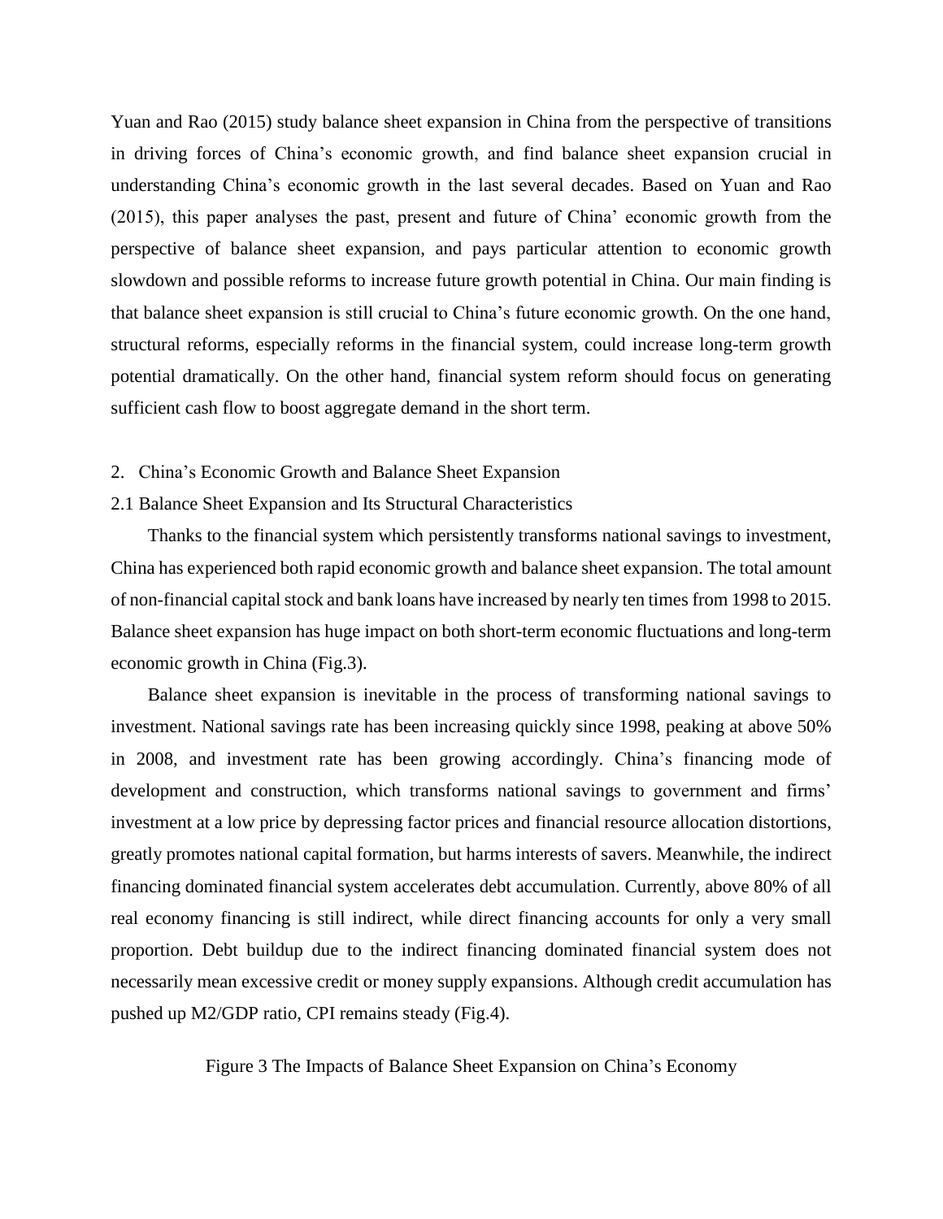Yuan and Rao (2015) study balance sheet expansion in China from the perspective of transitions in driving forces of China's economic growth, and find balance sheet expansion crucial in understanding China's economic growth in the last several decades. Based on Yuan and Rao (2015), this paper analyses the past, present and future of China' economic growth from the perspective of balance sheet expansion, and pays particular attention to economic growth slowdown and possible reforms to increase future growth potential in China. Our main finding is that balance sheet expansion is still crucial to China's future economic growth. On the one hand, structural reforms, especially reforms in the financial system, could increase long-term growth potential dramatically. On the other hand, financial system reform should focus on generating sufficient cash flow to boost aggregate demand in the short term.

## 2. China's Economic Growth and Balance Sheet Expansion

### 2.1 Balance Sheet Expansion and Its Structural Characteristics

Thanks to the financial system which persistently transforms national savings to investment, China has experienced both rapid economic growth and balance sheet expansion. The total amount of non-financial capital stock and bank loans have increased by nearly ten times from 1998 to 2015. Balance sheet expansion has huge impact on both short-term economic fluctuations and long-term economic growth in China (Fig.3).

Balance sheet expansion is inevitable in the process of transforming national savings to investment. National savings rate has been increasing quickly since 1998, peaking at above 50% in 2008, and investment rate has been growing accordingly. China's financing mode of development and construction, which transforms national savings to government and firms' investment at a low price by depressing factor prices and financial resource allocation distortions, greatly promotes national capital formation, but harms interests of savers. Meanwhile, the indirect financing dominated financial system accelerates debt accumulation. Currently, above 80% of all real economy financing is still indirect, while direct financing accounts for only a very small proportion. Debt buildup due to the indirect financing dominated financial system does not necessarily mean excessive credit or money supply expansions. Although credit accumulation has pushed up M2/GDP ratio, CPI remains steady (Fig.4).

Figure 3 The Impacts of Balance Sheet Expansion on China's Economy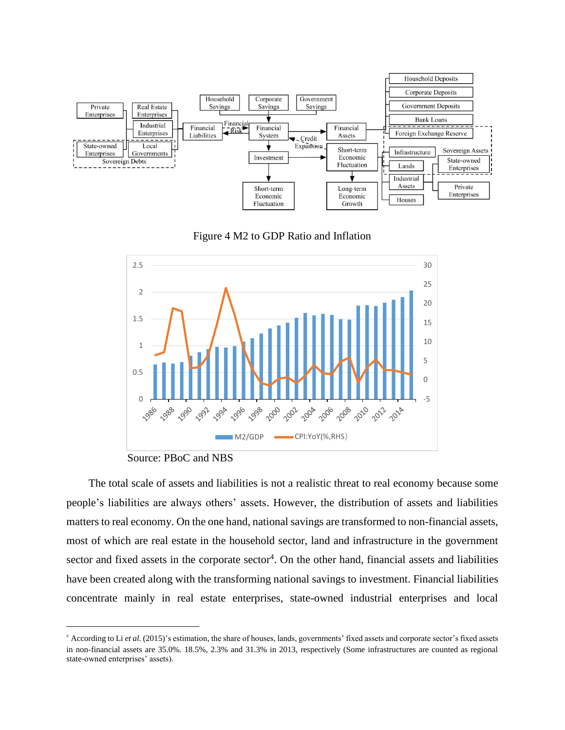Figure 4 M2 to GDP Ratio and Inflation

Source: PBoC and NBS

The total scale of assets and liabilities is not a realistic threat to real economy because some people's liabilities are always others' assets. However, the distribution of assets and liabilities matters to real economy. On the one hand, national savings are transformed to non-financial assets, most of which are real estate in the household sector, land and infrastructure in the government sector and fixed assets in the corporate sector[4]. On the other hand, financial assets and liabilities have been created along with the transforming national savings to investment. Financial liabilities concentrate mainly in real estate enterprises, state-owned industrial enterprises and local

---

[4] According to Li *et al.* (2015)'s estimation, the share of houses, lands, governments' fixed assets and corporate sector's fixed assets in non-financial assets are 35.0%. 18.5%, 2.3% and 31.3% in 2013, respectively (Some infrastructures are counted as regional state-owned enterprises' assets).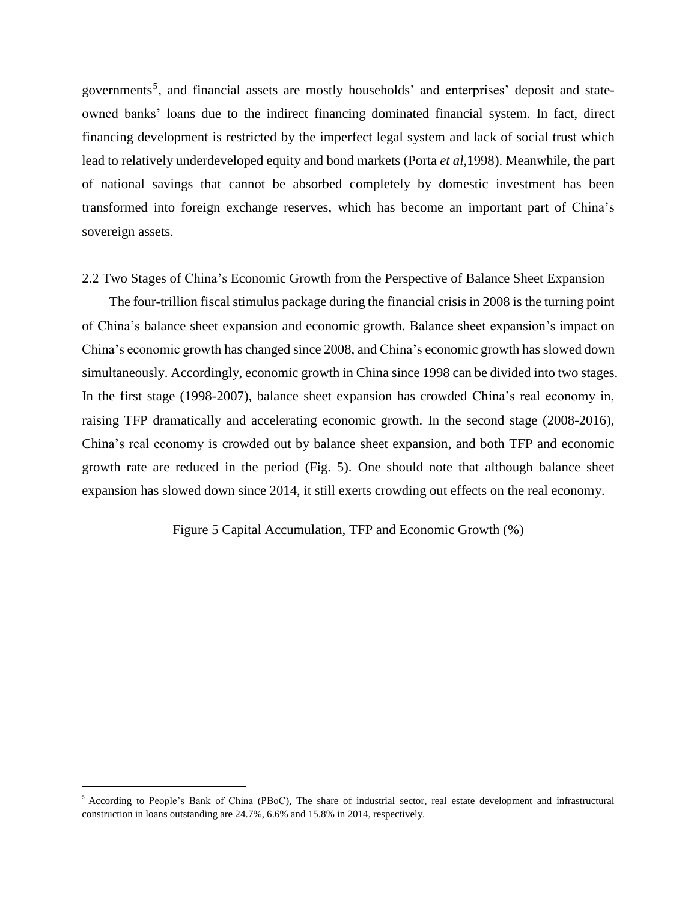governments[5], and financial assets are mostly households' and enterprises' deposit and state-owned banks' loans due to the indirect financing dominated financial system. In fact, direct financing development is restricted by the imperfect legal system and lack of social trust which lead to relatively underdeveloped equity and bond markets (Porta *et al*,1998). Meanwhile, the part of national savings that cannot be absorbed completely by domestic investment has been transformed into foreign exchange reserves, which has become an important part of China's sovereign assets.

## 2.2 Two Stages of China's Economic Growth from the Perspective of Balance Sheet Expansion

The four-trillion fiscal stimulus package during the financial crisis in 2008 is the turning point of China's balance sheet expansion and economic growth. Balance sheet expansion's impact on China's economic growth has changed since 2008, and China's economic growth has slowed down simultaneously. Accordingly, economic growth in China since 1998 can be divided into two stages. In the first stage (1998-2007), balance sheet expansion has crowded China's real economy in, raising TFP dramatically and accelerating economic growth. In the second stage (2008-2016), China's real economy is crowded out by balance sheet expansion, and both TFP and economic growth rate are reduced in the period (Fig. 5). One should note that although balance sheet expansion has slowed down since 2014, it still exerts crowding out effects on the real economy.

Figure 5 Capital Accumulation, TFP and Economic Growth (%)

[5] According to People's Bank of China (PBoC), The share of industrial sector, real estate development and infrastructural construction in loans outstanding are 24.7%, 6.6% and 15.8% in 2014, respectively.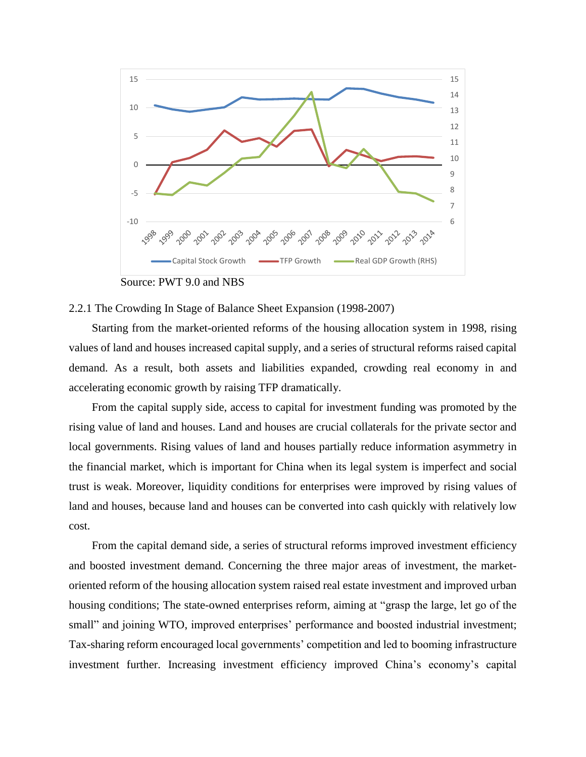Source: PWT 9.0 and NBS

2.2.1 The Crowding In Stage of Balance Sheet Expansion (1998-2007)

Starting from the market-oriented reforms of the housing allocation system in 1998, rising values of land and houses increased capital supply, and a series of structural reforms raised capital demand. As a result, both assets and liabilities expanded, crowding real economy in and accelerating economic growth by raising TFP dramatically.

From the capital supply side, access to capital for investment funding was promoted by the rising value of land and houses. Land and houses are crucial collaterals for the private sector and local governments. Rising values of land and houses partially reduce information asymmetry in the financial market, which is important for China when its legal system is imperfect and social trust is weak. Moreover, liquidity conditions for enterprises were improved by rising values of land and houses, because land and houses can be converted into cash quickly with relatively low cost.

From the capital demand side, a series of structural reforms improved investment efficiency and boosted investment demand. Concerning the three major areas of investment, the market-oriented reform of the housing allocation system raised real estate investment and improved urban housing conditions; The state-owned enterprises reform, aiming at "grasp the large, let go of the small" and joining WTO, improved enterprises' performance and boosted industrial investment; Tax-sharing reform encouraged local governments' competition and led to booming infrastructure investment further. Increasing investment efficiency improved China's economy's capital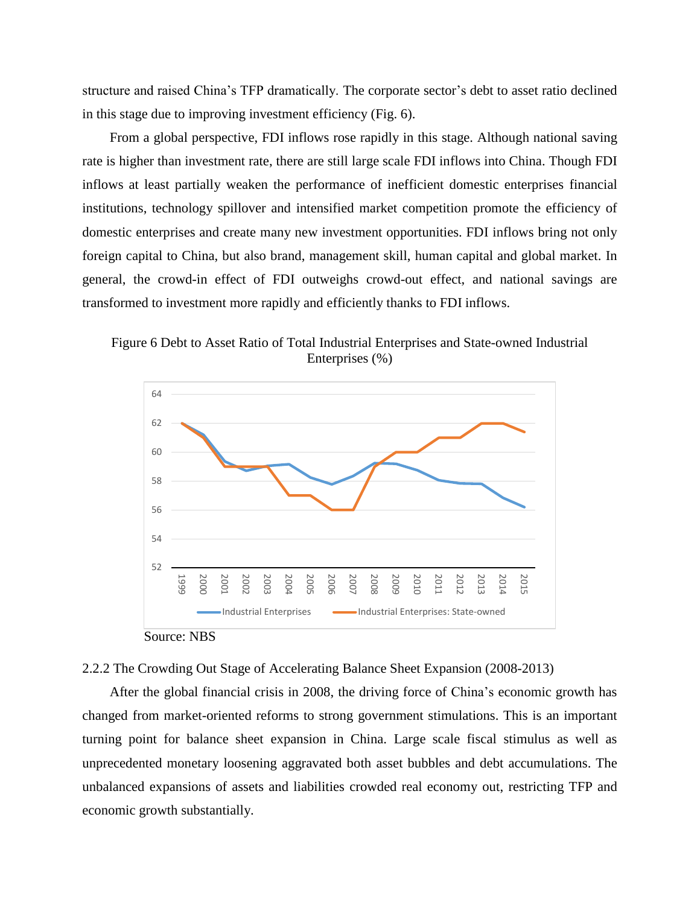structure and raised China's TFP dramatically. The corporate sector's debt to asset ratio declined in this stage due to improving investment efficiency (Fig. 6).

From a global perspective, FDI inflows rose rapidly in this stage. Although national saving rate is higher than investment rate, there are still large scale FDI inflows into China. Though FDI inflows at least partially weaken the performance of inefficient domestic enterprises financial institutions, technology spillover and intensified market competition promote the efficiency of domestic enterprises and create many new investment opportunities. FDI inflows bring not only foreign capital to China, but also brand, management skill, human capital and global market. In general, the crowd-in effect of FDI outweighs crowd-out effect, and national savings are transformed to investment more rapidly and efficiently thanks to FDI inflows.

Figure 6 Debt to Asset Ratio of Total Industrial Enterprises and State-owned Industrial Enterprises (%)

Source: NBS

2.2.2 The Crowding Out Stage of Accelerating Balance Sheet Expansion (2008-2013)

After the global financial crisis in 2008, the driving force of China's economic growth has changed from market-oriented reforms to strong government stimulations. This is an important turning point for balance sheet expansion in China. Large scale fiscal stimulus as well as unprecedented monetary loosening aggravated both asset bubbles and debt accumulations. The unbalanced expansions of assets and liabilities crowded real economy out, restricting TFP and economic growth substantially.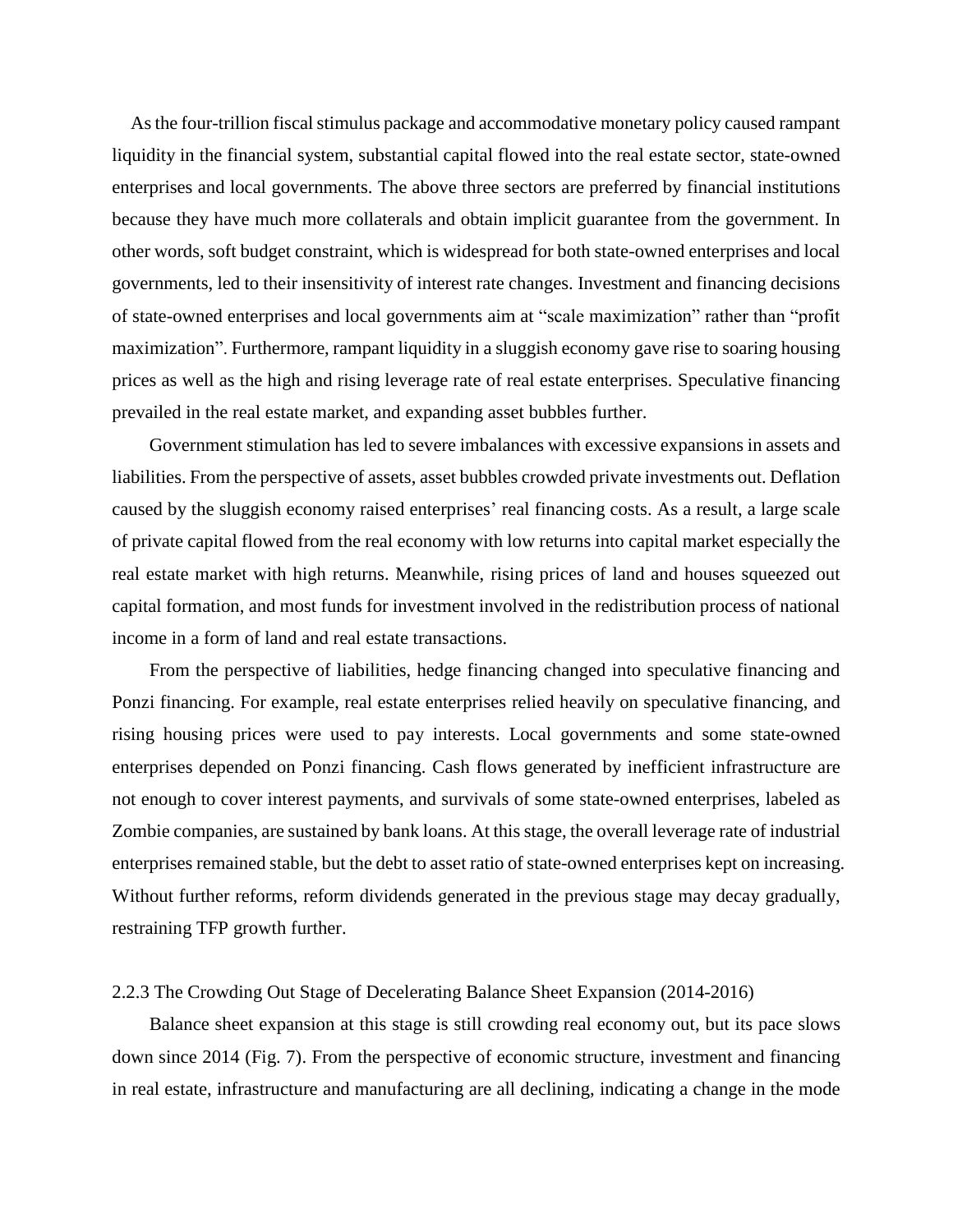As the four-trillion fiscal stimulus package and accommodative monetary policy caused rampant liquidity in the financial system, substantial capital flowed into the real estate sector, state-owned enterprises and local governments. The above three sectors are preferred by financial institutions because they have much more collaterals and obtain implicit guarantee from the government. In other words, soft budget constraint, which is widespread for both state-owned enterprises and local governments, led to their insensitivity of interest rate changes. Investment and financing decisions of state-owned enterprises and local governments aim at "scale maximization" rather than "profit maximization". Furthermore, rampant liquidity in a sluggish economy gave rise to soaring housing prices as well as the high and rising leverage rate of real estate enterprises. Speculative financing prevailed in the real estate market, and expanding asset bubbles further.

Government stimulation has led to severe imbalances with excessive expansions in assets and liabilities. From the perspective of assets, asset bubbles crowded private investments out. Deflation caused by the sluggish economy raised enterprises' real financing costs. As a result, a large scale of private capital flowed from the real economy with low returns into capital market especially the real estate market with high returns. Meanwhile, rising prices of land and houses squeezed out capital formation, and most funds for investment involved in the redistribution process of national income in a form of land and real estate transactions.

From the perspective of liabilities, hedge financing changed into speculative financing and Ponzi financing. For example, real estate enterprises relied heavily on speculative financing, and rising housing prices were used to pay interests. Local governments and some state-owned enterprises depended on Ponzi financing. Cash flows generated by inefficient infrastructure are not enough to cover interest payments, and survivals of some state-owned enterprises, labeled as Zombie companies, are sustained by bank loans. At this stage, the overall leverage rate of industrial enterprises remained stable, but the debt to asset ratio of state-owned enterprises kept on increasing. Without further reforms, reform dividends generated in the previous stage may decay gradually, restraining TFP growth further.

### 2.2.3 The Crowding Out Stage of Decelerating Balance Sheet Expansion (2014-2016)

Balance sheet expansion at this stage is still crowding real economy out, but its pace slows down since 2014 (Fig. 7). From the perspective of economic structure, investment and financing in real estate, infrastructure and manufacturing are all declining, indicating a change in the mode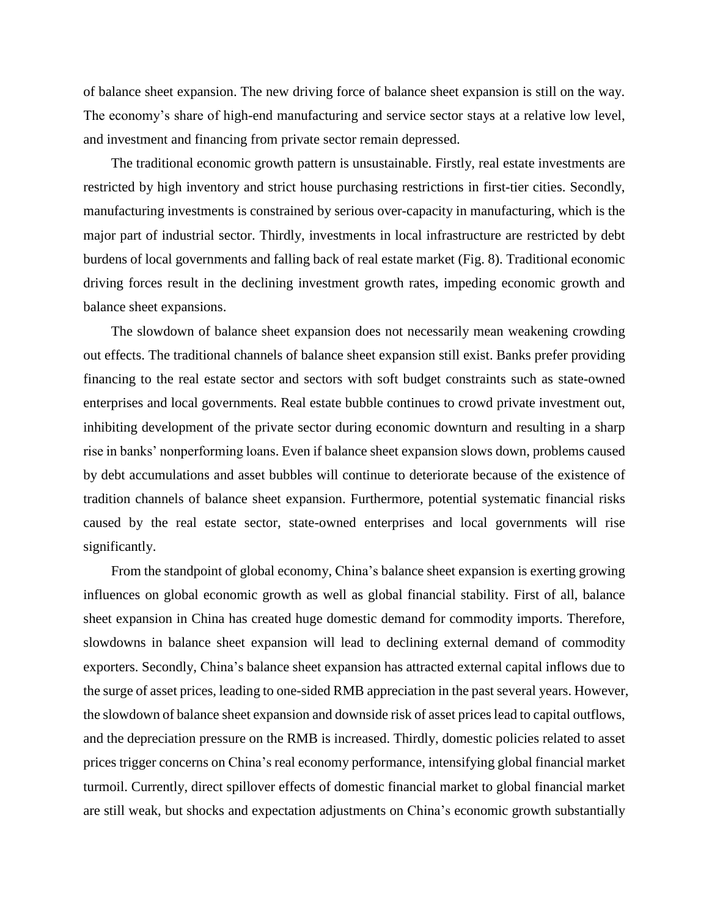of balance sheet expansion. The new driving force of balance sheet expansion is still on the way. The economy's share of high-end manufacturing and service sector stays at a relative low level, and investment and financing from private sector remain depressed.

The traditional economic growth pattern is unsustainable. Firstly, real estate investments are restricted by high inventory and strict house purchasing restrictions in first-tier cities. Secondly, manufacturing investments is constrained by serious over-capacity in manufacturing, which is the major part of industrial sector. Thirdly, investments in local infrastructure are restricted by debt burdens of local governments and falling back of real estate market (Fig. 8). Traditional economic driving forces result in the declining investment growth rates, impeding economic growth and balance sheet expansions.

The slowdown of balance sheet expansion does not necessarily mean weakening crowding out effects. The traditional channels of balance sheet expansion still exist. Banks prefer providing financing to the real estate sector and sectors with soft budget constraints such as state-owned enterprises and local governments. Real estate bubble continues to crowd private investment out, inhibiting development of the private sector during economic downturn and resulting in a sharp rise in banks' nonperforming loans. Even if balance sheet expansion slows down, problems caused by debt accumulations and asset bubbles will continue to deteriorate because of the existence of tradition channels of balance sheet expansion. Furthermore, potential systematic financial risks caused by the real estate sector, state-owned enterprises and local governments will rise significantly.

From the standpoint of global economy, China's balance sheet expansion is exerting growing influences on global economic growth as well as global financial stability. First of all, balance sheet expansion in China has created huge domestic demand for commodity imports. Therefore, slowdowns in balance sheet expansion will lead to declining external demand of commodity exporters. Secondly, China's balance sheet expansion has attracted external capital inflows due to the surge of asset prices, leading to one-sided RMB appreciation in the past several years. However, the slowdown of balance sheet expansion and downside risk of asset prices lead to capital outflows, and the depreciation pressure on the RMB is increased. Thirdly, domestic policies related to asset prices trigger concerns on China's real economy performance, intensifying global financial market turmoil. Currently, direct spillover effects of domestic financial market to global financial market are still weak, but shocks and expectation adjustments on China's economic growth substantially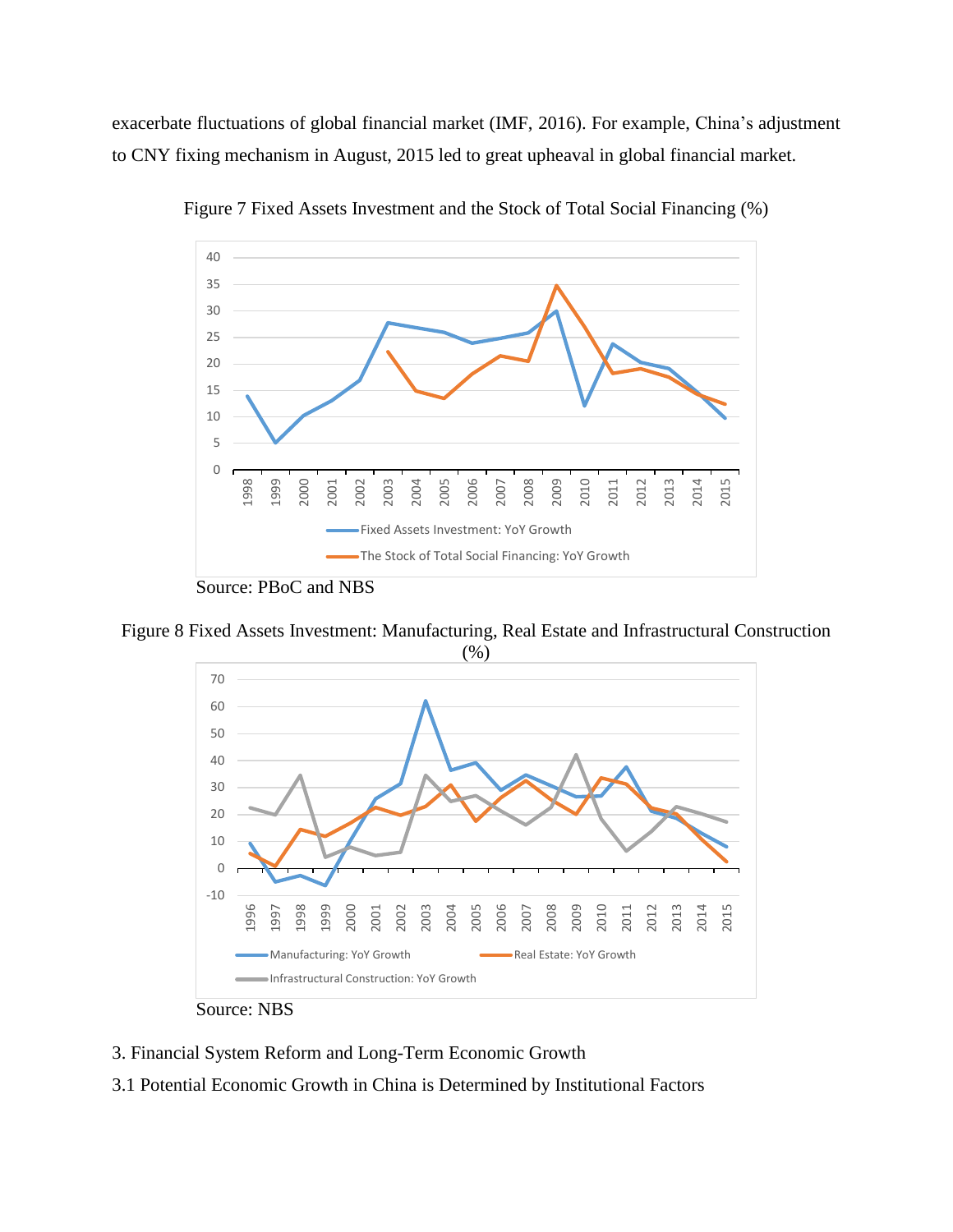exacerbate fluctuations of global financial market (IMF, 2016). For example, China's adjustment to CNY fixing mechanism in August, 2015 led to great upheaval in global financial market.

Figure 7 Fixed Assets Investment and the Stock of Total Social Financing (%)

Source: PBoC and NBS

Figure 8 Fixed Assets Investment: Manufacturing, Real Estate and Infrastructural Construction (%)

Source: NBS

## 3. Financial System Reform and Long-Term Economic Growth

### 3.1 Potential Economic Growth in China is Determined by Institutional Factors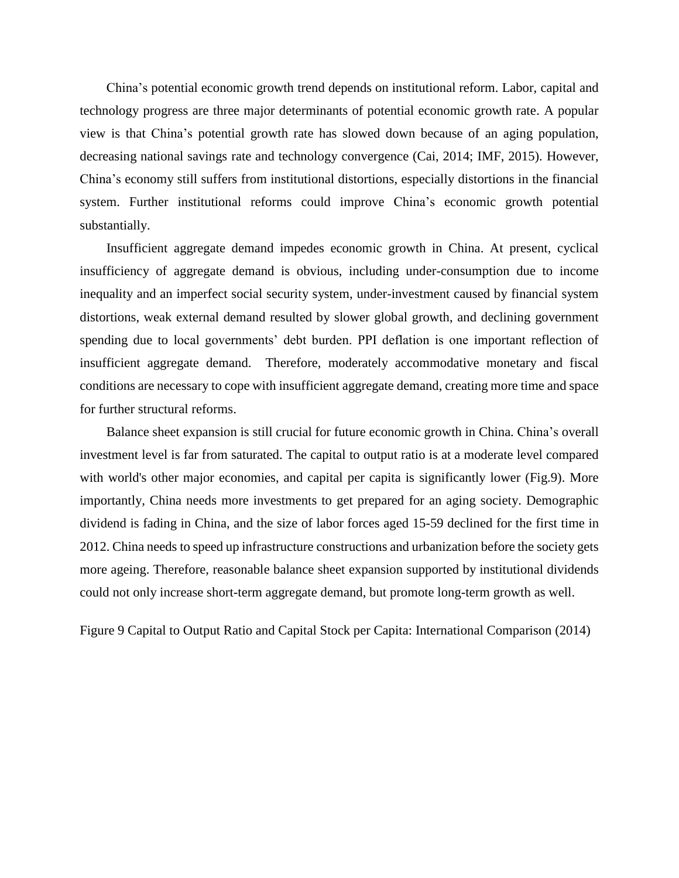China's potential economic growth trend depends on institutional reform. Labor, capital and technology progress are three major determinants of potential economic growth rate. A popular view is that China's potential growth rate has slowed down because of an aging population, decreasing national savings rate and technology convergence (Cai, 2014; IMF, 2015). However, China's economy still suffers from institutional distortions, especially distortions in the financial system. Further institutional reforms could improve China's economic growth potential substantially.

Insufficient aggregate demand impedes economic growth in China. At present, cyclical insufficiency of aggregate demand is obvious, including under-consumption due to income inequality and an imperfect social security system, under-investment caused by financial system distortions, weak external demand resulted by slower global growth, and declining government spending due to local governments' debt burden. PPI deflation is one important reflection of insufficient aggregate demand. Therefore, moderately accommodative monetary and fiscal conditions are necessary to cope with insufficient aggregate demand, creating more time and space for further structural reforms.

Balance sheet expansion is still crucial for future economic growth in China. China's overall investment level is far from saturated. The capital to output ratio is at a moderate level compared with world's other major economies, and capital per capita is significantly lower (Fig.9). More importantly, China needs more investments to get prepared for an aging society. Demographic dividend is fading in China, and the size of labor forces aged 15-59 declined for the first time in 2012. China needs to speed up infrastructure constructions and urbanization before the society gets more ageing. Therefore, reasonable balance sheet expansion supported by institutional dividends could not only increase short-term aggregate demand, but promote long-term growth as well.

Figure 9 Capital to Output Ratio and Capital Stock per Capita: International Comparison (2014)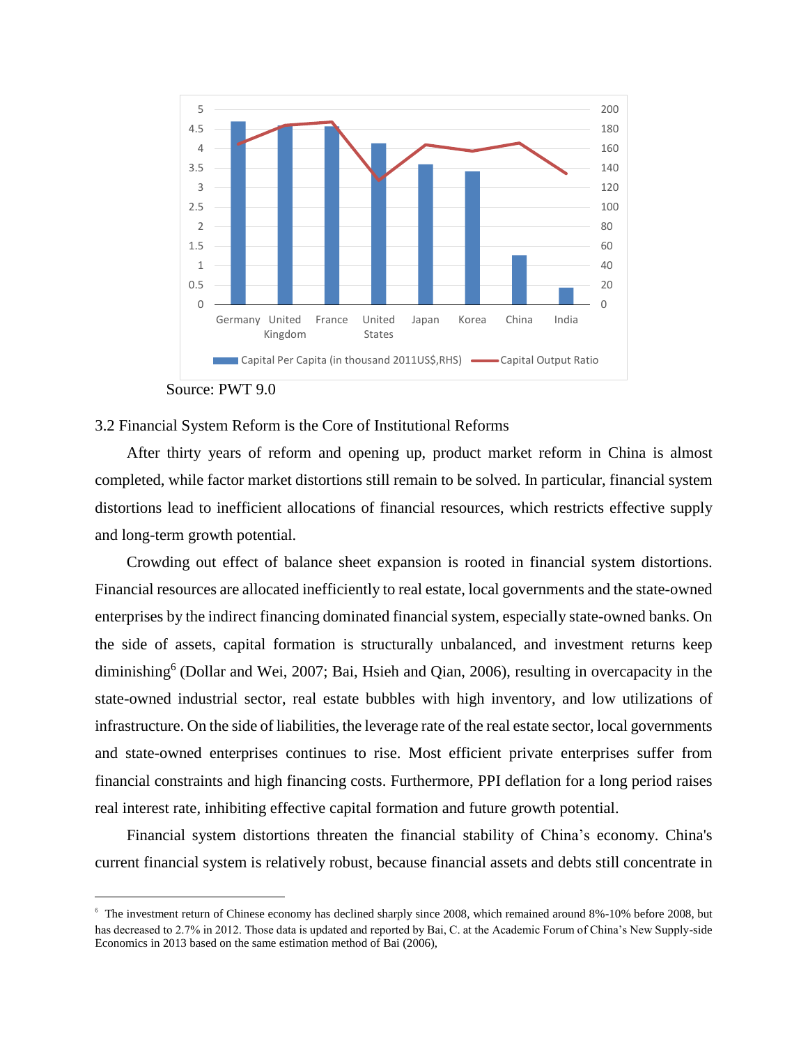Source: PWT 9.0

### 3.2 Financial System Reform is the Core of Institutional Reforms

After thirty years of reform and opening up, product market reform in China is almost completed, while factor market distortions still remain to be solved. In particular, financial system distortions lead to inefficient allocations of financial resources, which restricts effective supply and long-term growth potential.

Crowding out effect of balance sheet expansion is rooted in financial system distortions. Financial resources are allocated inefficiently to real estate, local governments and the state-owned enterprises by the indirect financing dominated financial system, especially state-owned banks. On the side of assets, capital formation is structurally unbalanced, and investment returns keep diminishing[6] (Dollar and Wei, 2007; Bai, Hsieh and Qian, 2006), resulting in overcapacity in the state-owned industrial sector, real estate bubbles with high inventory, and low utilizations of infrastructure. On the side of liabilities, the leverage rate of the real estate sector, local governments and state-owned enterprises continues to rise. Most efficient private enterprises suffer from financial constraints and high financing costs. Furthermore, PPI deflation for a long period raises real interest rate, inhibiting effective capital formation and future growth potential.

Financial system distortions threaten the financial stability of China's economy. China's current financial system is relatively robust, because financial assets and debts still concentrate in

---

[6] The investment return of Chinese economy has declined sharply since 2008, which remained around 8%-10% before 2008, but has decreased to 2.7% in 2012. Those data is updated and reported by Bai, C. at the Academic Forum of China's New Supply-side Economics in 2013 based on the same estimation method of Bai (2006),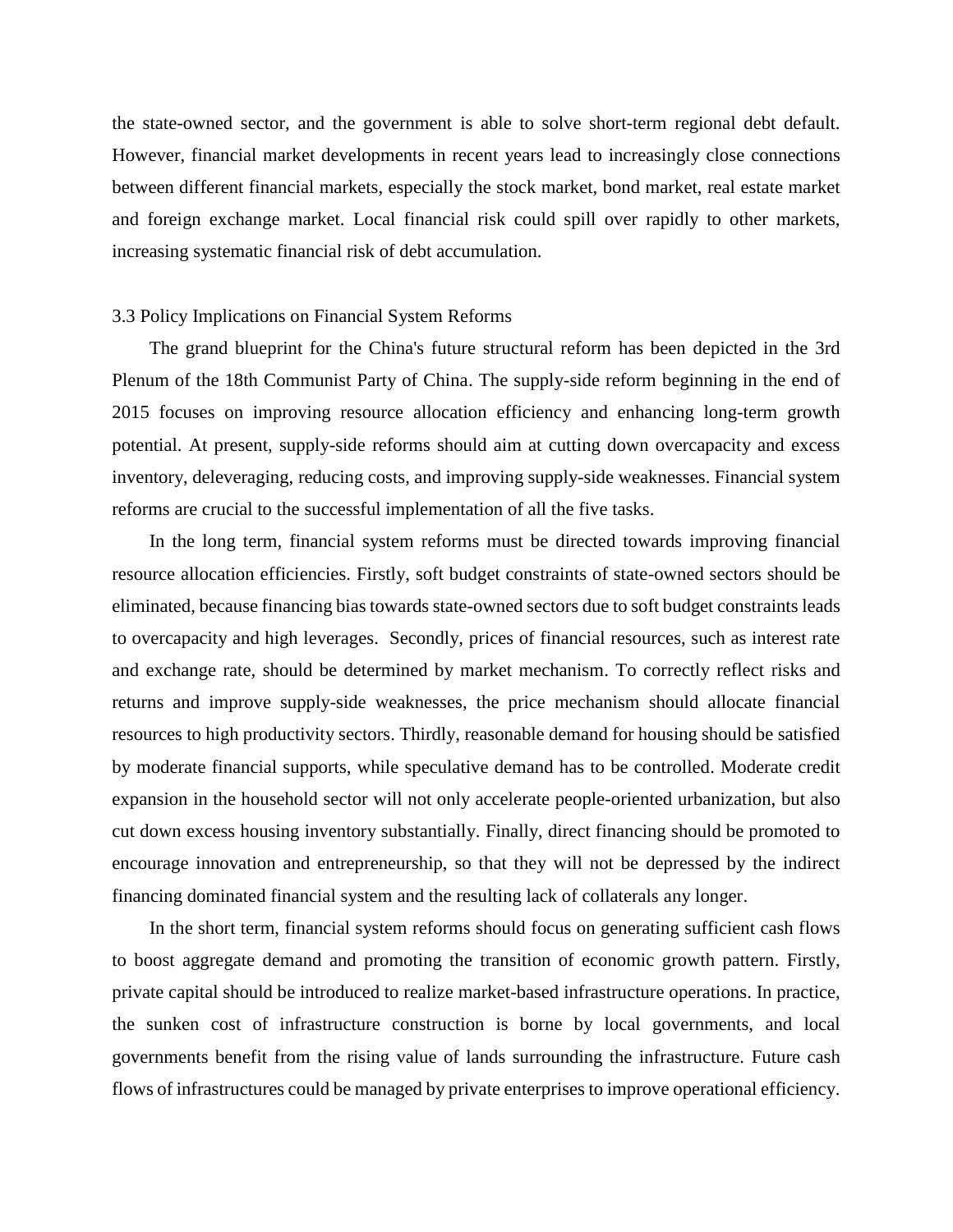the state-owned sector, and the government is able to solve short-term regional debt default. However, financial market developments in recent years lead to increasingly close connections between different financial markets, especially the stock market, bond market, real estate market and foreign exchange market. Local financial risk could spill over rapidly to other markets, increasing systematic financial risk of debt accumulation.

### 3.3 Policy Implications on Financial System Reforms

The grand blueprint for the China's future structural reform has been depicted in the 3rd Plenum of the 18th Communist Party of China. The supply-side reform beginning in the end of 2015 focuses on improving resource allocation efficiency and enhancing long-term growth potential. At present, supply-side reforms should aim at cutting down overcapacity and excess inventory, deleveraging, reducing costs, and improving supply-side weaknesses. Financial system reforms are crucial to the successful implementation of all the five tasks.

In the long term, financial system reforms must be directed towards improving financial resource allocation efficiencies. Firstly, soft budget constraints of state-owned sectors should be eliminated, because financing bias towards state-owned sectors due to soft budget constraints leads to overcapacity and high leverages. Secondly, prices of financial resources, such as interest rate and exchange rate, should be determined by market mechanism. To correctly reflect risks and returns and improve supply-side weaknesses, the price mechanism should allocate financial resources to high productivity sectors. Thirdly, reasonable demand for housing should be satisfied by moderate financial supports, while speculative demand has to be controlled. Moderate credit expansion in the household sector will not only accelerate people-oriented urbanization, but also cut down excess housing inventory substantially. Finally, direct financing should be promoted to encourage innovation and entrepreneurship, so that they will not be depressed by the indirect financing dominated financial system and the resulting lack of collaterals any longer.

In the short term, financial system reforms should focus on generating sufficient cash flows to boost aggregate demand and promoting the transition of economic growth pattern. Firstly, private capital should be introduced to realize market-based infrastructure operations. In practice, the sunken cost of infrastructure construction is borne by local governments, and local governments benefit from the rising value of lands surrounding the infrastructure. Future cash flows of infrastructures could be managed by private enterprises to improve operational efficiency.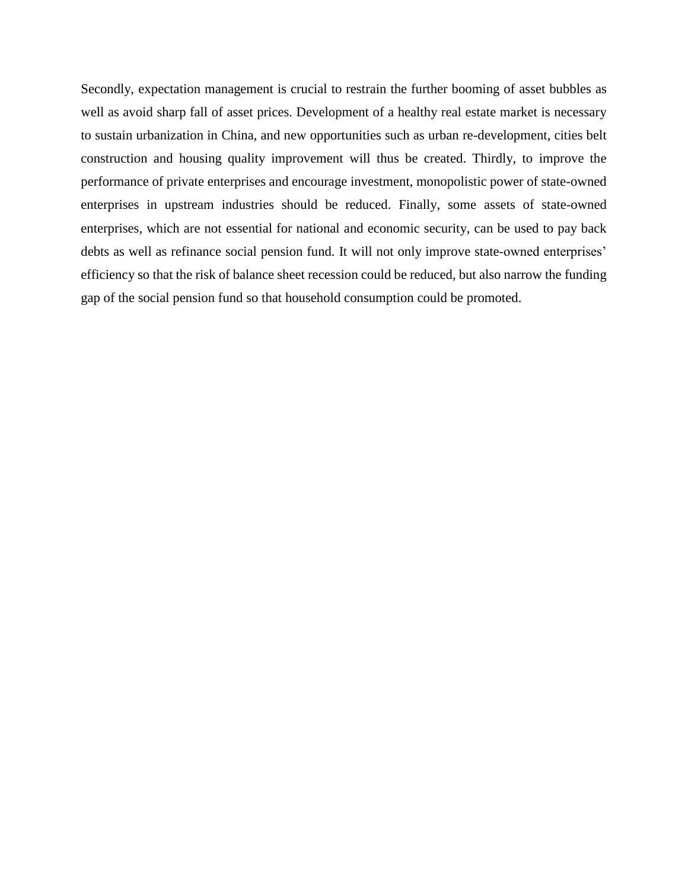Secondly, expectation management is crucial to restrain the further booming of asset bubbles as well as avoid sharp fall of asset prices. Development of a healthy real estate market is necessary to sustain urbanization in China, and new opportunities such as urban re-development, cities belt construction and housing quality improvement will thus be created. Thirdly, to improve the performance of private enterprises and encourage investment, monopolistic power of state-owned enterprises in upstream industries should be reduced. Finally, some assets of state-owned enterprises, which are not essential for national and economic security, can be used to pay back debts as well as refinance social pension fund. It will not only improve state-owned enterprises' efficiency so that the risk of balance sheet recession could be reduced, but also narrow the funding gap of the social pension fund so that household consumption could be promoted.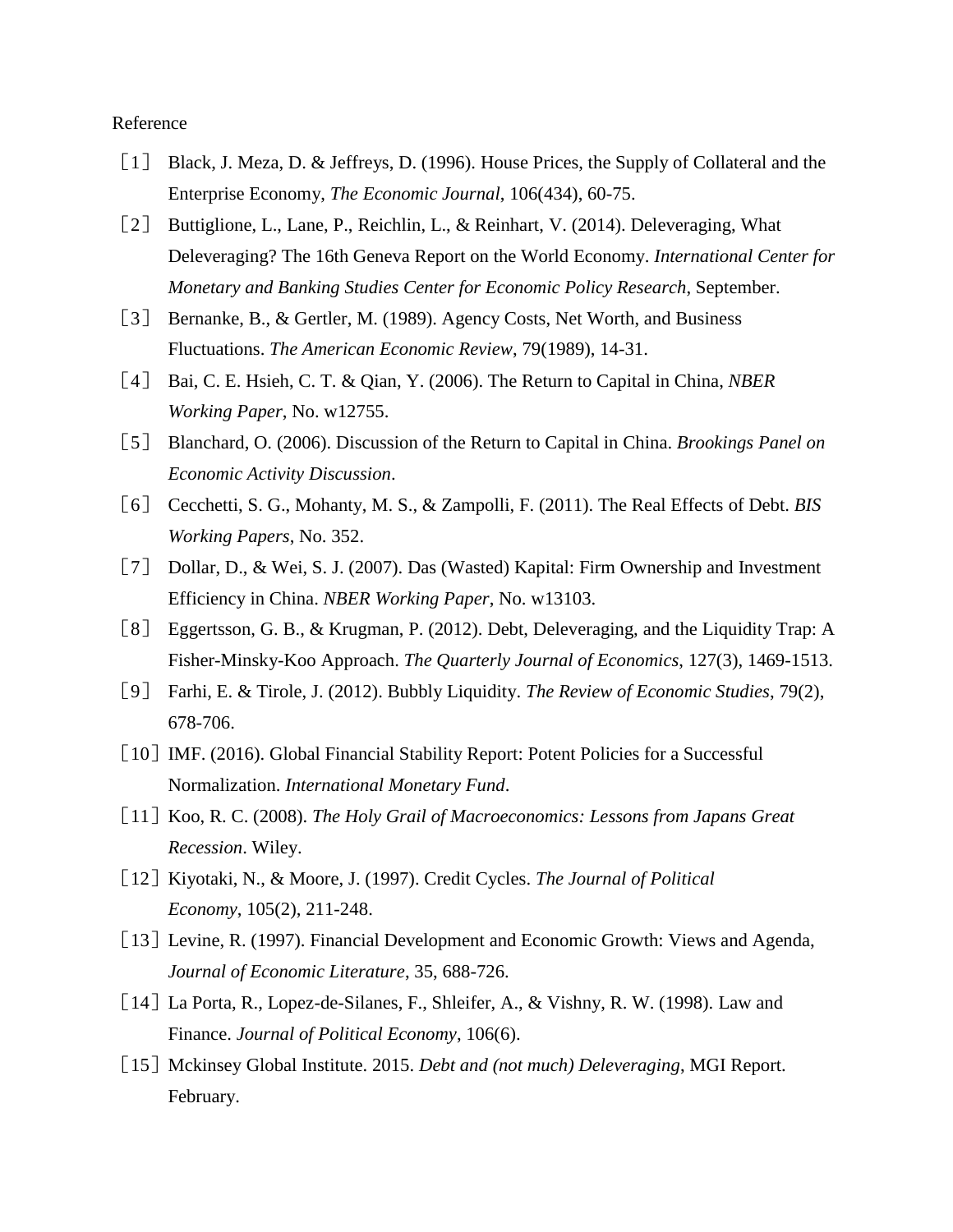Reference

［1］ Black, J. Meza, D. & Jeffreys, D. (1996). House Prices, the Supply of Collateral and the Enterprise Economy, *The Economic Journal*, 106(434), 60-75.

［2］ Buttiglione, L., Lane, P., Reichlin, L., & Reinhart, V. (2014). Deleveraging, What Deleveraging? The 16th Geneva Report on the World Economy. *International Center for Monetary and Banking Studies Center for Economic Policy Research*, September.

［3］ Bernanke, B., & Gertler, M. (1989). Agency Costs, Net Worth, and Business Fluctuations. *The American Economic Review*, 79(1989), 14-31.

［4］ Bai, C. E. Hsieh, C. T. & Qian, Y. (2006). The Return to Capital in China, *NBER Working Paper*, No. w12755.

［5］ Blanchard, O. (2006). Discussion of the Return to Capital in China. *Brookings Panel on Economic Activity Discussion*.

［6］ Cecchetti, S. G., Mohanty, M. S., & Zampolli, F. (2011). The Real Effects of Debt. *BIS Working Papers*, No. 352.

［7］ Dollar, D., & Wei, S. J. (2007). Das (Wasted) Kapital: Firm Ownership and Investment Efficiency in China. *NBER Working Paper*, No. w13103.

［8］ Eggertsson, G. B., & Krugman, P. (2012). Debt, Deleveraging, and the Liquidity Trap: A Fisher-Minsky-Koo Approach. *The Quarterly Journal of Economics*, 127(3), 1469-1513.

［9］ Farhi, E. & Tirole, J. (2012). Bubbly Liquidity. *The Review of Economic Studies*, 79(2), 678-706.

［10］IMF. (2016). Global Financial Stability Report: Potent Policies for a Successful Normalization. *International Monetary Fund*.

［11］Koo, R. C. (2008). *The Holy Grail of Macroeconomics: Lessons from Japans Great Recession*. Wiley.

［12］Kiyotaki, N., & Moore, J. (1997). Credit Cycles. *The Journal of Political Economy*, 105(2), 211-248.

［13］Levine, R. (1997). Financial Development and Economic Growth: Views and Agenda, *Journal of Economic Literature*, 35, 688-726.

［14］La Porta, R., Lopez-de-Silanes, F., Shleifer, A., & Vishny, R. W. (1998). Law and Finance. *Journal of Political Economy*, 106(6).

［15］Mckinsey Global Institute. 2015. *Debt and (not much) Deleveraging*, MGI Report. February.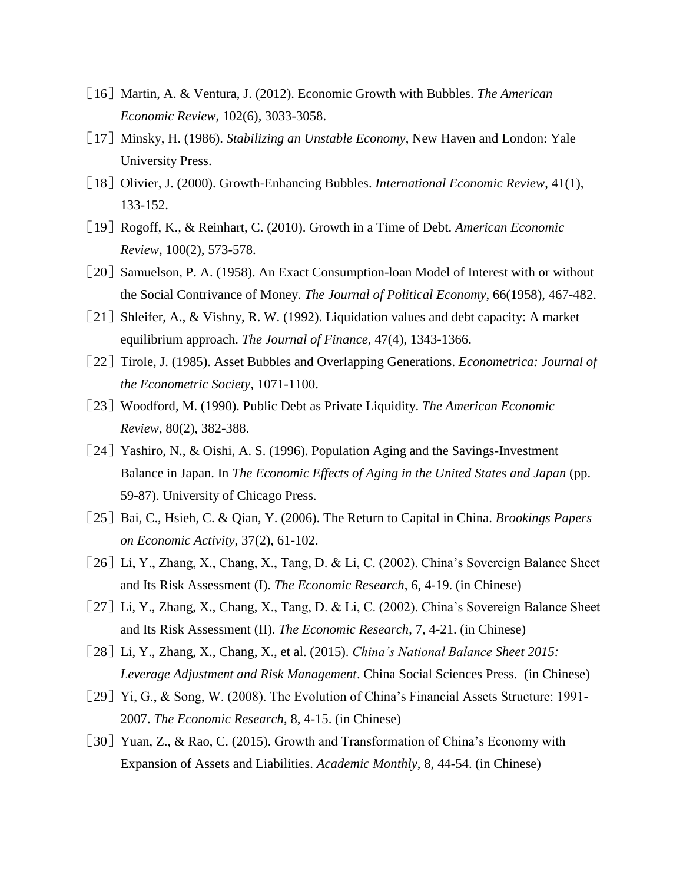［16］Martin, A. & Ventura, J. (2012). Economic Growth with Bubbles. *The American Economic Review*, 102(6), 3033-3058.

［17］Minsky, H. (1986). *Stabilizing an Unstable Economy*, New Haven and London: Yale University Press.

［18］Olivier, J. (2000). Growth-Enhancing Bubbles. *International Economic Review*, 41(1), 133-152.

［19］Rogoff, K., & Reinhart, C. (2010). Growth in a Time of Debt. *American Economic Review*, 100(2), 573-578.

［20］Samuelson, P. A. (1958). An Exact Consumption-loan Model of Interest with or without the Social Contrivance of Money. *The Journal of Political Economy*, 66(1958), 467-482.

［21］Shleifer, A., & Vishny, R. W. (1992). Liquidation values and debt capacity: A market equilibrium approach. *The Journal of Finance*, 47(4), 1343-1366.

［22］Tirole, J. (1985). Asset Bubbles and Overlapping Generations. *Econometrica: Journal of the Econometric Society*, 1071-1100.

［23］Woodford, M. (1990). Public Debt as Private Liquidity. *The American Economic Review*, 80(2), 382-388.

［24］Yashiro, N., & Oishi, A. S. (1996). Population Aging and the Savings-Investment Balance in Japan. In *The Economic Effects of Aging in the United States and Japan* (pp. 59-87). University of Chicago Press.

［25］Bai, C., Hsieh, C. & Qian, Y. (2006). The Return to Capital in China. *Brookings Papers on Economic Activity*, 37(2), 61-102.

［26］Li, Y., Zhang, X., Chang, X., Tang, D. & Li, C. (2002). China's Sovereign Balance Sheet and Its Risk Assessment (I). *The Economic Research*, 6, 4-19. (in Chinese)

［27］Li, Y., Zhang, X., Chang, X., Tang, D. & Li, C. (2002). China's Sovereign Balance Sheet and Its Risk Assessment (II). *The Economic Research*, 7, 4-21. (in Chinese)

［28］Li, Y., Zhang, X., Chang, X., et al. (2015). *China's National Balance Sheet 2015: Leverage Adjustment and Risk Management*. China Social Sciences Press. (in Chinese)

［29］Yi, G., & Song, W. (2008). The Evolution of China's Financial Assets Structure: 1991-2007. *The Economic Research*, 8, 4-15. (in Chinese)

［30］Yuan, Z., & Rao, C. (2015). Growth and Transformation of China's Economy with Expansion of Assets and Liabilities. *Academic Monthly*, 8, 44-54. (in Chinese)